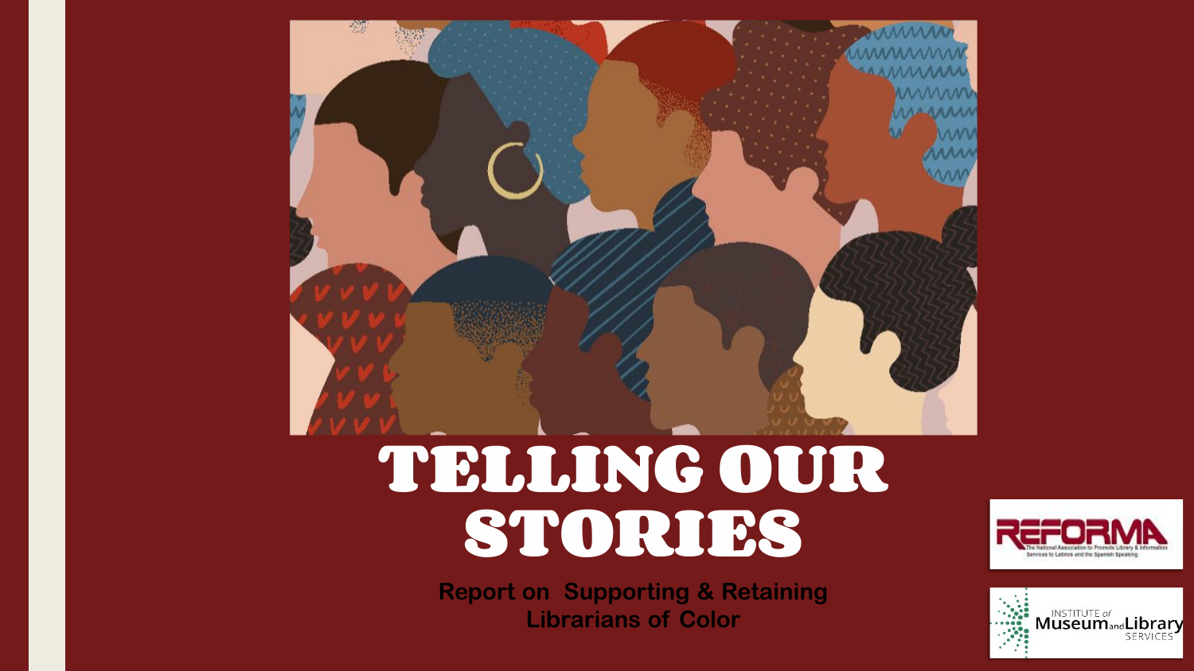# TELLING OUR STORIES

**Report on Supporting & Retaining Librarians of Color**

REFORMA
The National Association to Promote Library & Information Services to Latinos and the Spanish Speaking

INSTITUTE of Museum and Library SERVICES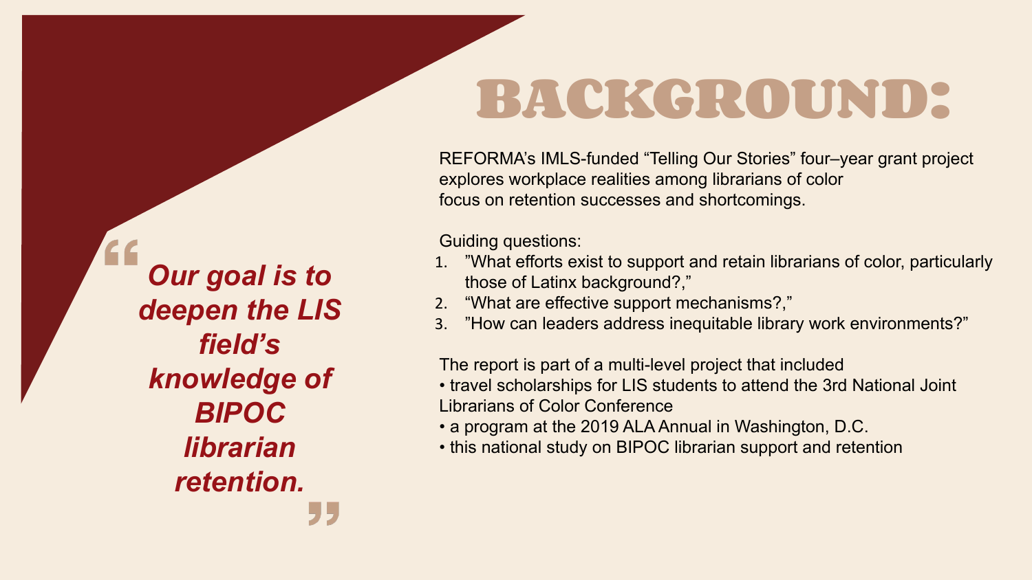# BACKGROUND:

> *"**Our goal is to deepen the LIS field's knowledge of BIPOC librarian retention.**"*

REFORMA's IMLS-funded "Telling Our Stories" four–year grant project explores workplace realities among librarians of color focus on retention successes and shortcomings.

Guiding questions:

1. "What efforts exist to support and retain librarians of color, particularly those of Latinx background?,"
2. "What are effective support mechanisms?,"
3. "How can leaders address inequitable library work environments?"

The report is part of a multi-level project that included

- travel scholarships for LIS students to attend the 3rd National Joint Librarians of Color Conference
- a program at the 2019 ALA Annual in Washington, D.C.
- this national study on BIPOC librarian support and retention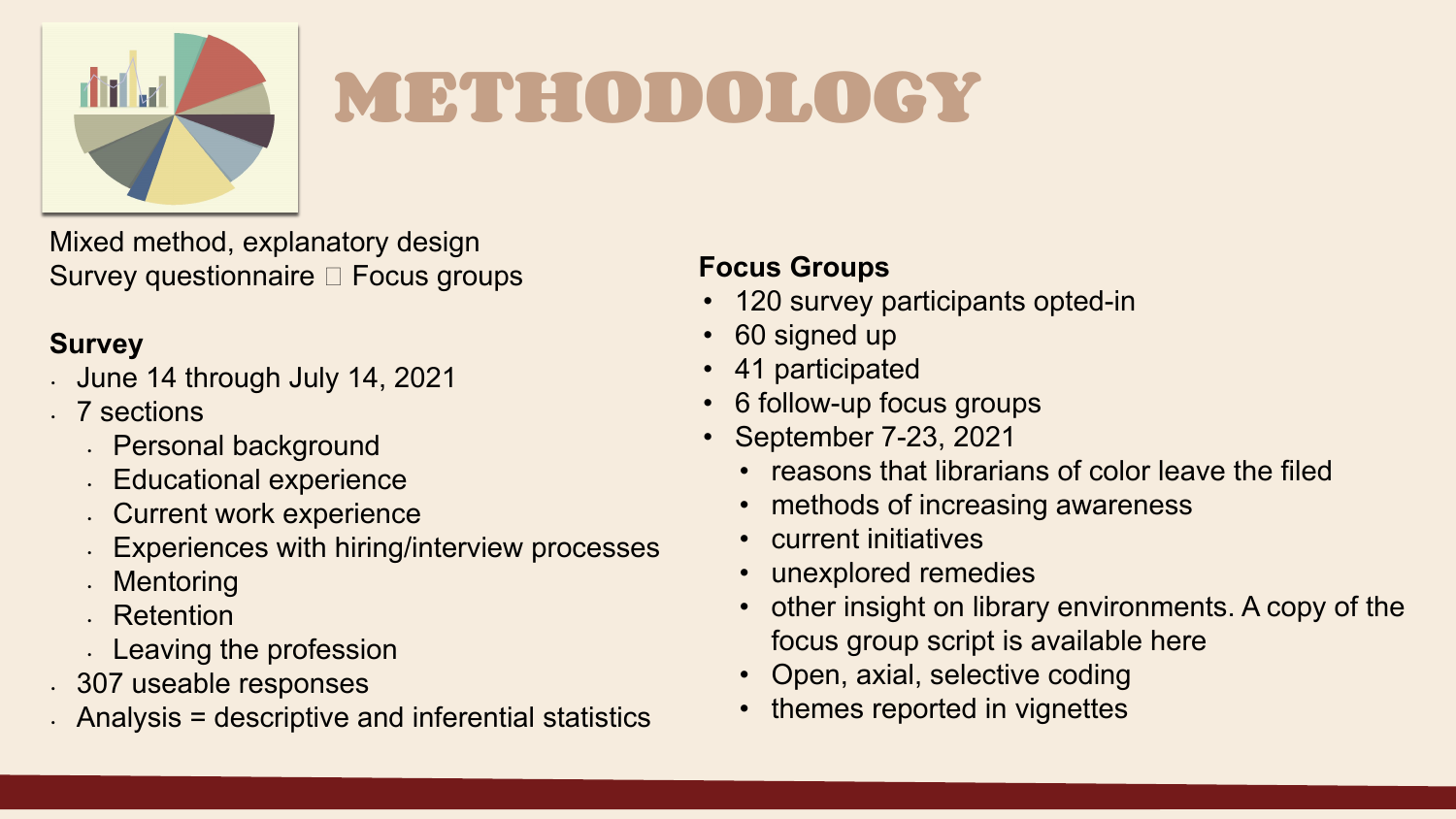# METHODOLOGY

Mixed method, explanatory design
Survey questionnaire  Focus groups

**Survey**

- June 14 through July 14, 2021
- 7 sections
  - Personal background
  - Educational experience
  - Current work experience
  - Experiences with hiring/interview processes
  - Mentoring
  - Retention
  - Leaving the profession
- 307 useable responses
- Analysis = descriptive and inferential statistics

**Focus Groups**

- 120 survey participants opted-in
- 60 signed up
- 41 participated
- 6 follow-up focus groups
- September 7-23, 2021
  - reasons that librarians of color leave the filed
  - methods of increasing awareness
  - current initiatives
  - unexplored remedies
  - other insight on library environments. A copy of the focus group script is available here
  - Open, axial, selective coding
  - themes reported in vignettes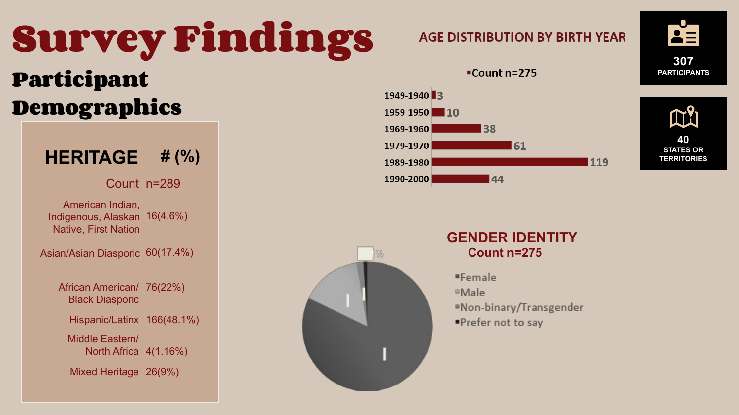# Survey Findings

## Participant Demographics

| HERITAGE | # (%) |
|---|---|
| Count | n=289 |
| American Indian, Indigenous, Alaskan Native, First Nation | 16(4.6%) |
| Asian/Asian Diasporic | 60(17.4%) |
| African American/ Black Diasporic | 76(22%) |
| Hispanic/Latinx | 166(48.1%) |
| Middle Eastern/ North Africa | 4(1.16%) |
| Mixed Heritage | 26(9%) |

### AGE DISTRIBUTION BY BIRTH YEAR

Count n=275

| Birth Year | Count |
|---|---|
| 1949-1940 | 3 |
| 1959-1950 | 10 |
| 1969-1960 | 38 |
| 1979-1970 | 61 |
| 1989-1980 | 119 |
| 1990-2000 | 44 |

**307** PARTICIPANTS

**40** STATES OR TERRITORIES

### GENDER IDENTITY

Count n=275

- Female
- Male
- Non-binary/Transgender
- Prefer not to say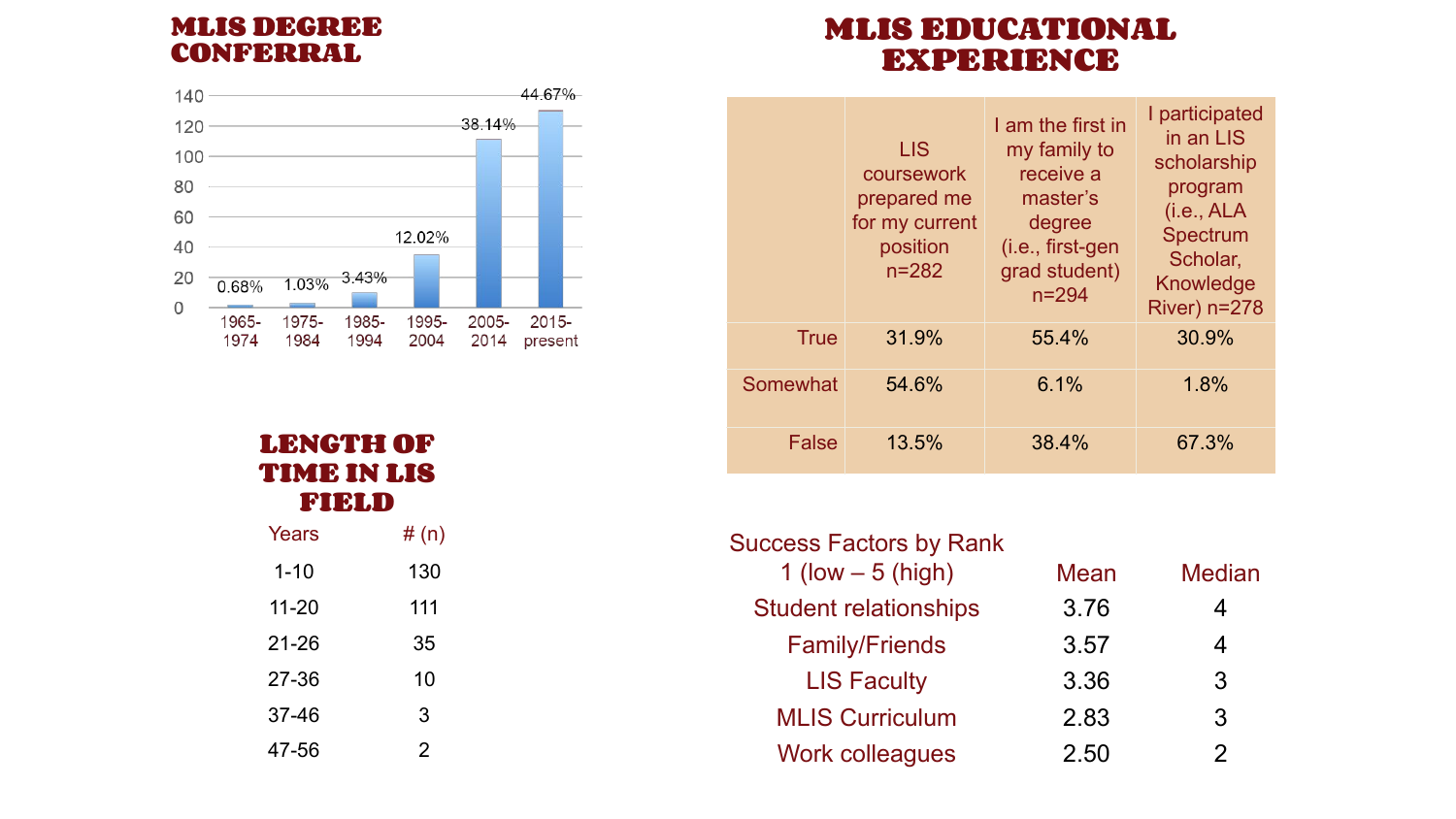## MLIS DEGREE CONFERRAL

| Period | Percentage |
|---|---|
| 1965-1974 | 0.68% |
| 1975-1984 | 1.03% |
| 1985-1994 | 3.43% |
| 1995-2004 | 12.02% |
| 2005-2014 | 38.14% |
| 2015-present | 44.67% |

## MLIS EDUCATIONAL EXPERIENCE

| | LIS coursework prepared me for my current position n=282 | I am the first in my family to receive a master's degree (i.e., first-gen grad student) n=294 | I participated in an LIS scholarship program (i.e., ALA Spectrum Scholar, Knowledge River) n=278 |
|---|---|---|---|
| True | 31.9% | 55.4% | 30.9% |
| Somewhat | 54.6% | 6.1% | 1.8% |
| False | 13.5% | 38.4% | 67.3% |

## LENGTH OF TIME IN LIS FIELD

| Years | # (n) |
|---|---|
| 1-10 | 130 |
| 11-20 | 111 |
| 21-26 | 35 |
| 27-36 | 10 |
| 37-46 | 3 |
| 47-56 | 2 |

| Success Factors by Rank 1 (low – 5 (high) | Mean | Median |
|---|---|---|
| Student relationships | 3.76 | 4 |
| Family/Friends | 3.57 | 4 |
| LIS Faculty | 3.36 | 3 |
| MLIS Curriculum | 2.83 | 3 |
| Work colleagues | 2.50 | 2 |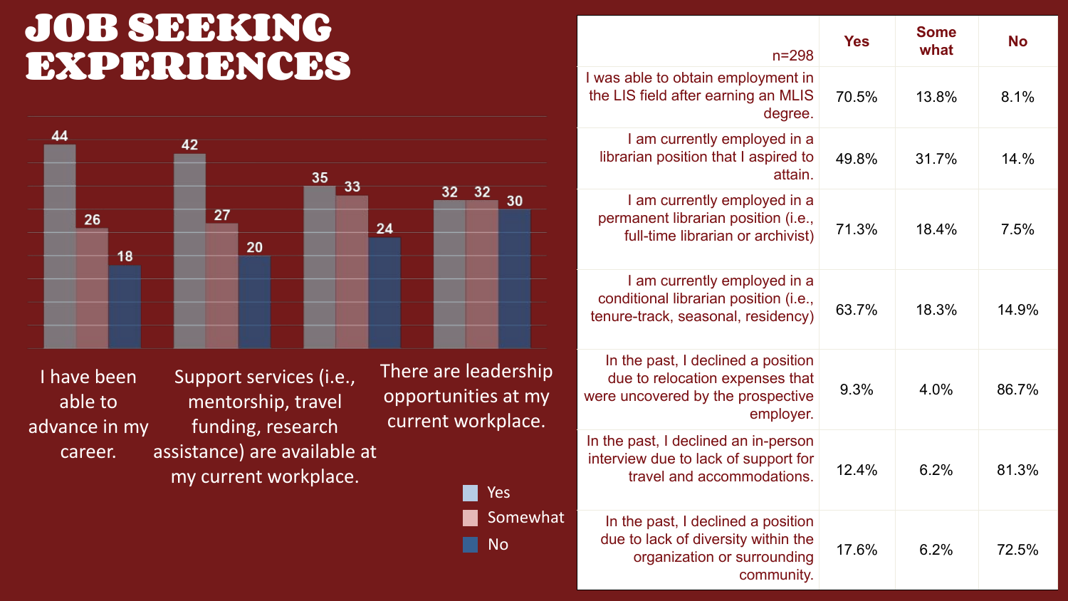# JOB SEEKING EXPERIENCES

| | Yes | Somewhat | No |
|---|---|---|---|
| I have been able to advance in my career. | 44 | 26 | 18 |
| Support services (i.e., mentorship, travel funding, research assistance) are available at my current workplace. | 42 | 27 | 20 |
| There are leadership opportunities at my current workplace. | 35 | 33 | 24 |
| | 32 | 32 | 30 |

| n=298 | Yes | Some what | No |
|---|---|---|---|
| I was able to obtain employment in the LIS field after earning an MLIS degree. | 70.5% | 13.8% | 8.1% |
| I am currently employed in a librarian position that I aspired to attain. | 49.8% | 31.7% | 14.% |
| I am currently employed in a permanent librarian position (i.e., full-time librarian or archivist) | 71.3% | 18.4% | 7.5% |
| I am currently employed in a conditional librarian position (i.e., tenure-track, seasonal, residency) | 63.7% | 18.3% | 14.9% |
| In the past, I declined a position due to relocation expenses that were uncovered by the prospective employer. | 9.3% | 4.0% | 86.7% |
| In the past, I declined an in-person interview due to lack of support for travel and accommodations. | 12.4% | 6.2% | 81.3% |
| In the past, I declined a position due to lack of diversity within the organization or surrounding community. | 17.6% | 6.2% | 72.5% |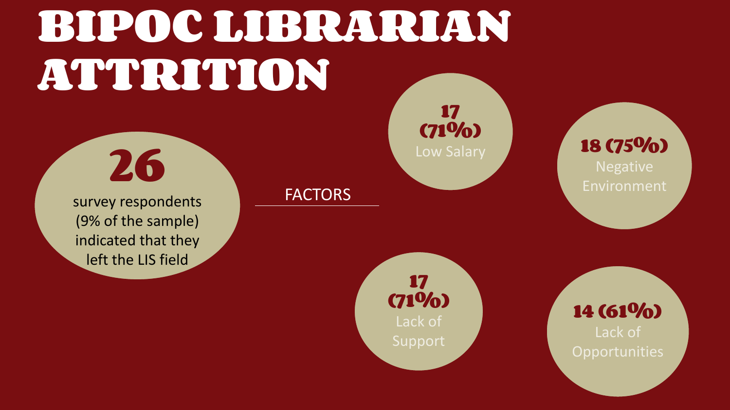# BIPOC LIBRARIAN ATTRITION

**26**

survey respondents (9% of the sample) indicated that they left the LIS field

FACTORS

**17 (71%)**
Low Salary

**18 (75%)**
Negative Environment

**17 (71%)**
Lack of Support

**14 (61%)**
Lack of Opportunities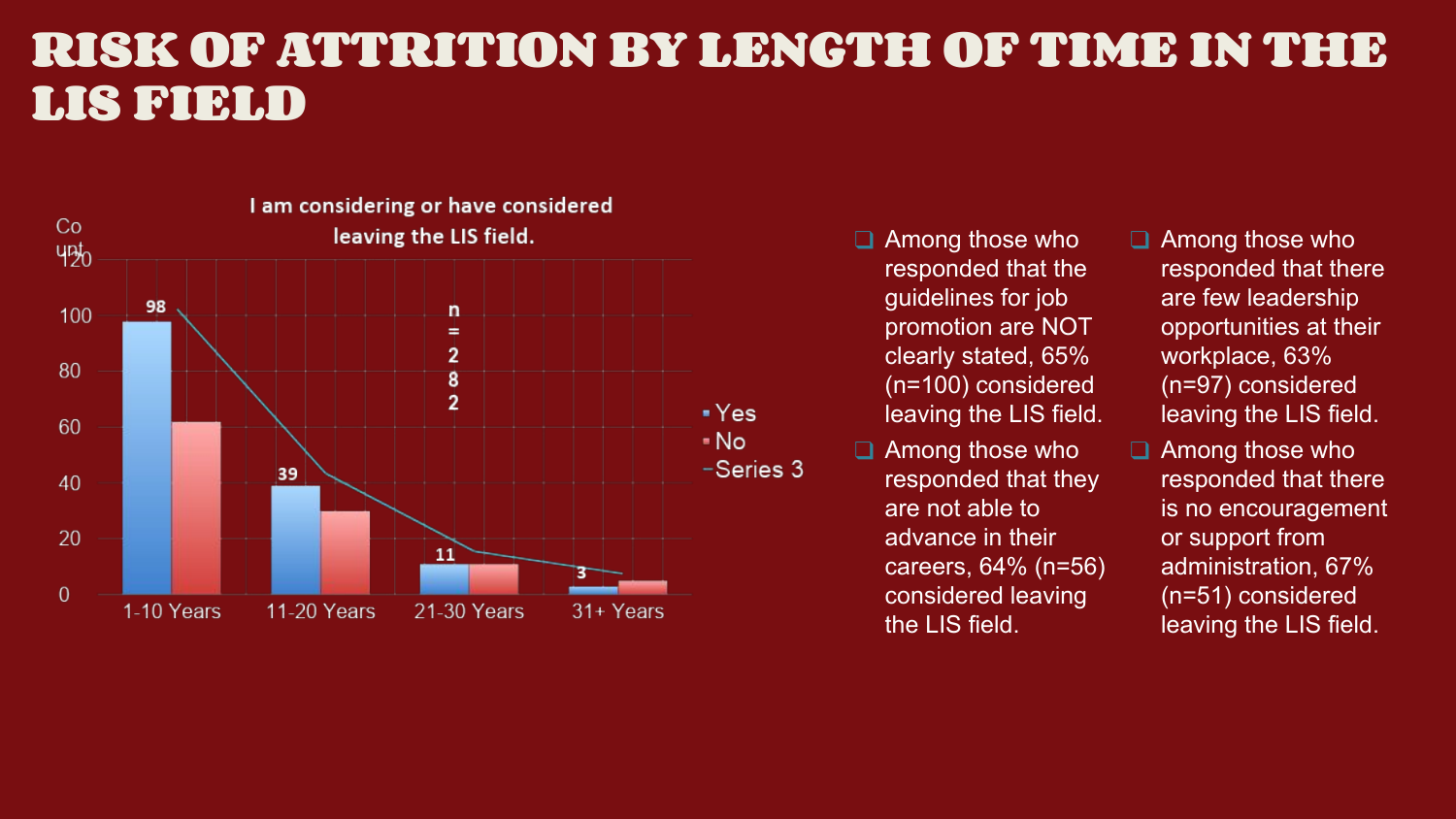# RISK OF ATTRITION BY LENGTH OF TIME IN THE LIS FIELD

I am considering or have considered leaving the LIS field.

| | Yes | No |
|---|---|---|
| 1-10 Years | 98 | |
| 11-20 Years | 39 | |
| 21-30 Years | 11 | |
| 31+ Years | 3 | |

n = 282

- Among those who responded that the guidelines for job promotion are NOT clearly stated, 65% (n=100) considered leaving the LIS field.
- Among those who responded that they are not able to advance in their careers, 64% (n=56) considered leaving the LIS field.
- Among those who responded that there are few leadership opportunities at their workplace, 63% (n=97) considered leaving the LIS field.
- Among those who responded that there is no encouragement or support from administration, 67% (n=51) considered leaving the LIS field.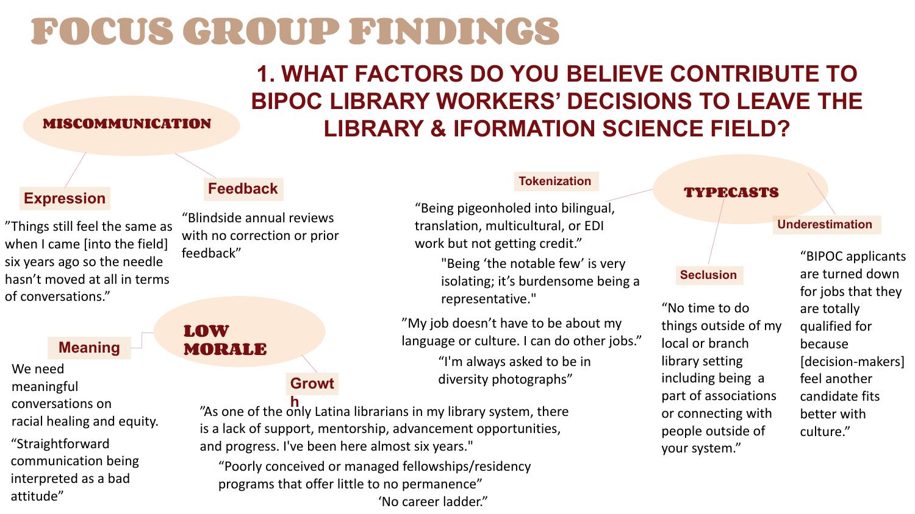# FOCUS GROUP FINDINGS

## 1. WHAT FACTORS DO YOU BELIEVE CONTRIBUTE TO BIPOC LIBRARY WORKERS' DECISIONS TO LEAVE THE LIBRARY & IFORMATION SCIENCE FIELD?

### MISCOMMUNICATION

**Expression**

"Things still feel the same as when I came [into the field] six years ago so the needle hasn't moved at all in terms of conversations."

**Feedback**

"Blindside annual reviews with no correction or prior feedback"

### LOW MORALE

**Meaning**

We need meaningful conversations on racial healing and equity.

"Straightforward communication being interpreted as a bad attitude"

**Growth**

"As one of the only Latina librarians in my library system, there is a lack of support, mentorship, advancement opportunities, and progress. I've been here almost six years."

"Poorly conceived or managed fellowships/residency programs that offer little to no permanence"

'No career ladder.'

### TYPECASTS

**Tokenization**

"Being pigeonholed into bilingual, translation, multicultural, or EDI work but not getting credit."

"Being 'the notable few' is very isolating; it's burdensome being a representative."

"My job doesn't have to be about my language or culture. I can do other jobs."

"I'm always asked to be in diversity photographs"

**Seclusion**

"No time to do things outside of my local or branch library setting including being a part of associations or connecting with people outside of your system."

**Underestimation**

"BIPOC applicants are turned down for jobs that they are totally qualified for because [decision-makers] feel another candidate fits better with culture."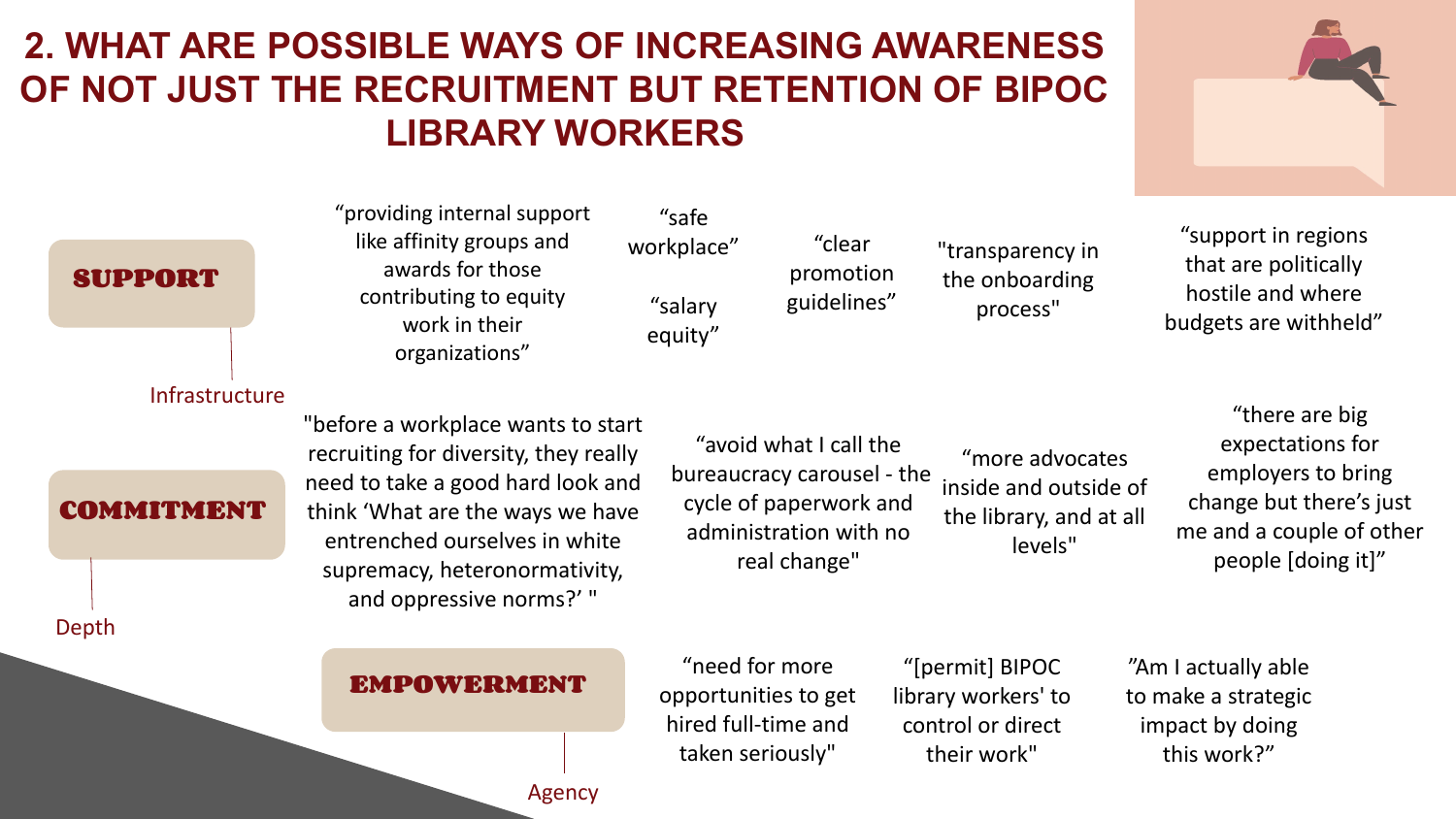# 2. WHAT ARE POSSIBLE WAYS OF INCREASING AWARENESS OF NOT JUST THE RECRUITMENT BUT RETENTION OF BIPOC LIBRARY WORKERS

## SUPPORT

Infrastructure

- "providing internal support like affinity groups and awards for those contributing to equity work in their organizations"
- "safe workplace"
- "salary equity"
- "clear promotion guidelines"
- "transparency in the onboarding process"
- "support in regions that are politically hostile and where budgets are withheld"

## COMMITMENT

Depth

- "before a workplace wants to start recruiting for diversity, they really need to take a good hard look and think 'What are the ways we have entrenched ourselves in white supremacy, heteronormativity, and oppressive norms?' "
- "avoid what I call the bureaucracy carousel - the cycle of paperwork and administration with no real change"
- "more advocates inside and outside of the library, and at all levels"
- "there are big expectations for employers to bring change but there's just me and a couple of other people [doing it]"

## EMPOWERMENT

Agency

- "need for more opportunities to get hired full-time and taken seriously"
- "[permit] BIPOC library workers' to control or direct their work"
- "Am I actually able to make a strategic impact by doing this work?"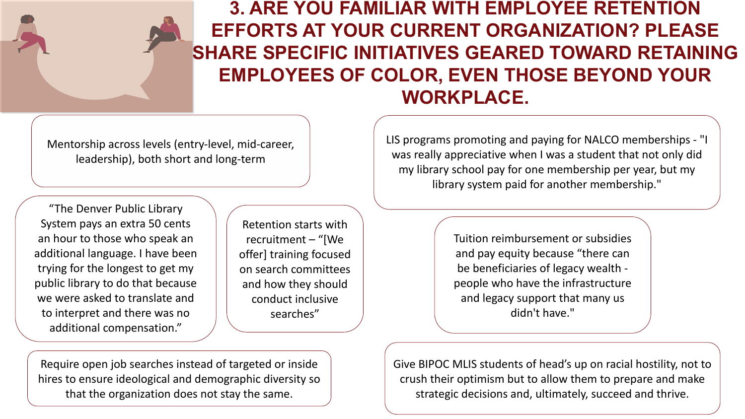# 3. ARE YOU FAMILIAR WITH EMPLOYEE RETENTION EFFORTS AT YOUR CURRENT ORGANIZATION? PLEASE SHARE SPECIFIC INITIATIVES GEARED TOWARD RETAINING EMPLOYEES OF COLOR, EVEN THOSE BEYOND YOUR WORKPLACE.

Mentorship across levels (entry-level, mid-career, leadership), both short and long-term

LIS programs promoting and paying for NALCO memberships - "I was really appreciative when I was a student that not only did my library school pay for one membership per year, but my library system paid for another membership."

"The Denver Public Library System pays an extra 50 cents an hour to those who speak an additional language. I have been trying for the longest to get my public library to do that because we were asked to translate and to interpret and there was no additional compensation."

Retention starts with recruitment – "[We offer] training focused on search committees and how they should conduct inclusive searches"

Tuition reimbursement or subsidies and pay equity because "there can be beneficiaries of legacy wealth - people who have the infrastructure and legacy support that many us didn't have."

Require open job searches instead of targeted or inside hires to ensure ideological and demographic diversity so that the organization does not stay the same.

Give BIPOC MLIS students of head's up on racial hostility, not to crush their optimism but to allow them to prepare and make strategic decisions and, ultimately, succeed and thrive.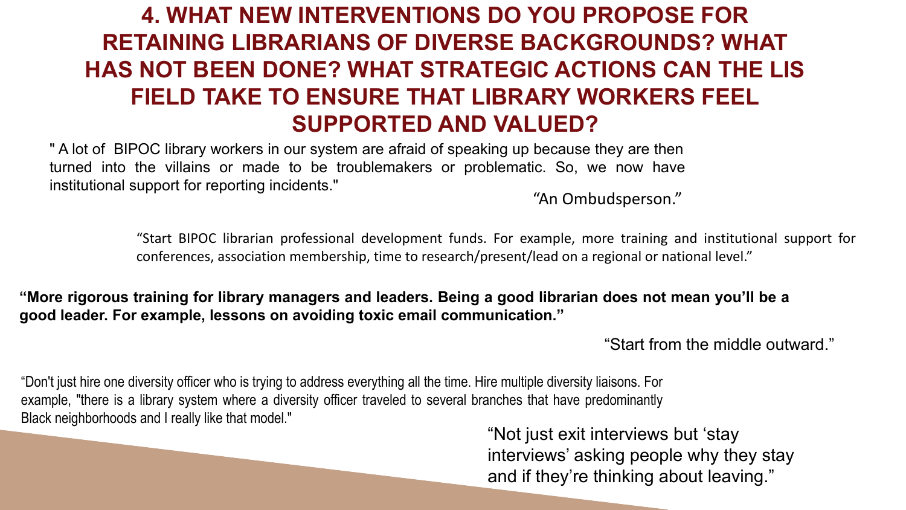# 4. WHAT NEW INTERVENTIONS DO YOU PROPOSE FOR RETAINING LIBRARIANS OF DIVERSE BACKGROUNDS? WHAT HAS NOT BEEN DONE? WHAT STRATEGIC ACTIONS CAN THE LIS FIELD TAKE TO ENSURE THAT LIBRARY WORKERS FEEL SUPPORTED AND VALUED?

" A lot of BIPOC library workers in our system are afraid of speaking up because they are then turned into the villains or made to be troublemakers or problematic. So, we now have institutional support for reporting incidents."

"An Ombudsperson."

"Start BIPOC librarian professional development funds. For example, more training and institutional support for conferences, association membership, time to research/present/lead on a regional or national level."

**"More rigorous training for library managers and leaders. Being a good librarian does not mean you'll be a good leader. For example, lessons on avoiding toxic email communication."**

"Start from the middle outward."

"Don't just hire one diversity officer who is trying to address everything all the time. Hire multiple diversity liaisons. For example, "there is a library system where a diversity officer traveled to several branches that have predominantly Black neighborhoods and I really like that model."

"Not just exit interviews but 'stay interviews' asking people why they stay and if they're thinking about leaving."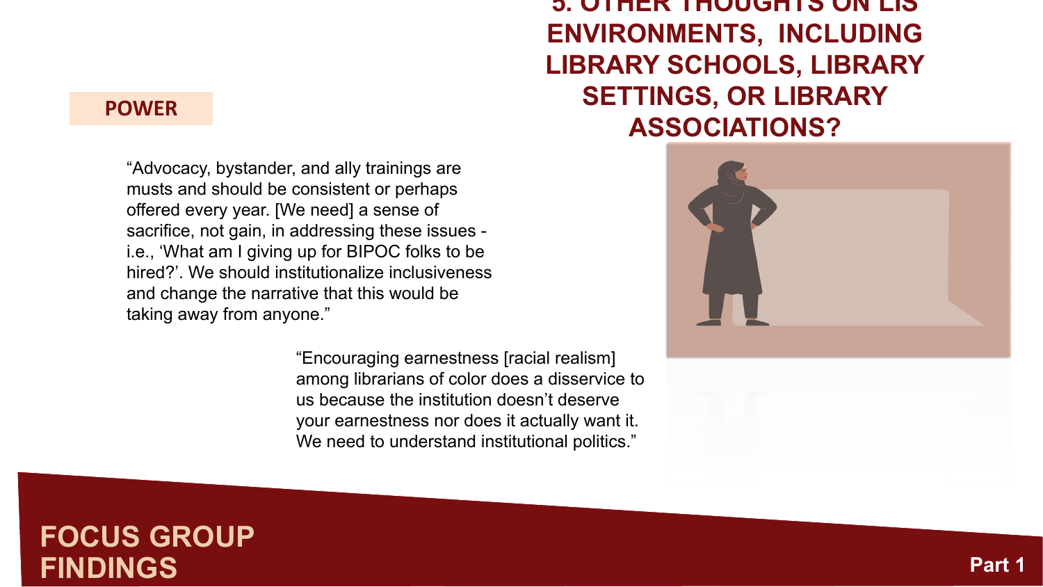# 5. OTHER THOUGHTS ON LIS ENVIRONMENTS, INCLUDING LIBRARY SCHOOLS, LIBRARY SETTINGS, OR LIBRARY ASSOCIATIONS?

## POWER

"Advocacy, bystander, and ally trainings are musts and should be consistent or perhaps offered every year. [We need] a sense of sacrifice, not gain, in addressing these issues - i.e., 'What am I giving up for BIPOC folks to be hired?'. We should institutionalize inclusiveness and change the narrative that this would be taking away from anyone."

"Encouraging earnestness [racial realism] among librarians of color does a disservice to us because the institution doesn't deserve your earnestness nor does it actually want it. We need to understand institutional politics."

**FOCUS GROUP FINDINGS**

**Part 1**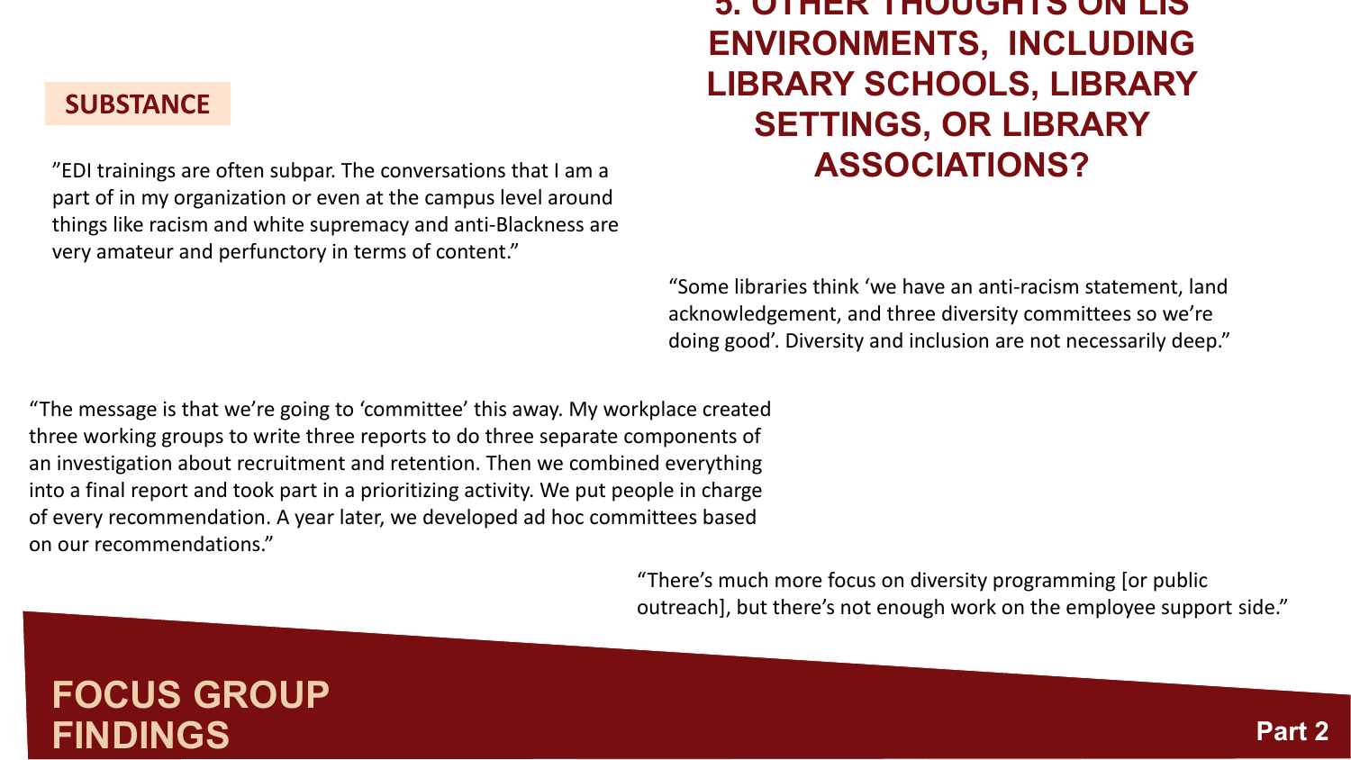# 5. OTHER THOUGHTS ON LIS ENVIRONMENTS, INCLUDING LIBRARY SCHOOLS, LIBRARY SETTINGS, OR LIBRARY ASSOCIATIONS?

## SUBSTANCE

"EDI trainings are often subpar. The conversations that I am a part of in my organization or even at the campus level around things like racism and white supremacy and anti-Blackness are very amateur and perfunctory in terms of content."

"Some libraries think 'we have an anti-racism statement, land acknowledgement, and three diversity committees so we're doing good'. Diversity and inclusion are not necessarily deep."

"The message is that we're going to 'committee' this away. My workplace created three working groups to write three reports to do three separate components of an investigation about recruitment and retention. Then we combined everything into a final report and took part in a prioritizing activity. We put people in charge of every recommendation. A year later, we developed ad hoc committees based on our recommendations."

"There's much more focus on diversity programming [or public outreach], but there's not enough work on the employee support side."

**FOCUS GROUP FINDINGS**

**Part 2**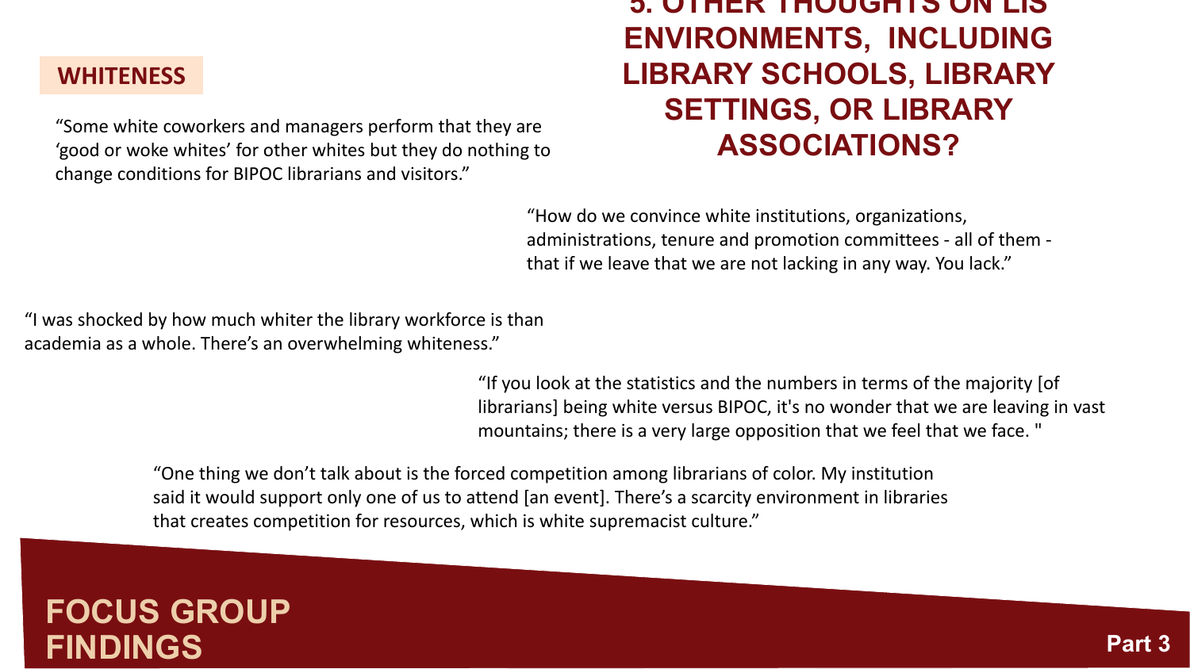## 5. OTHER THOUGHTS ON LIS ENVIRONMENTS, INCLUDING LIBRARY SCHOOLS, LIBRARY SETTINGS, OR LIBRARY ASSOCIATIONS?

### WHITENESS

"Some white coworkers and managers perform that they are 'good or woke whites' for other whites but they do nothing to change conditions for BIPOC librarians and visitors."

"How do we convince white institutions, organizations, administrations, tenure and promotion committees - all of them - that if we leave that we are not lacking in any way. You lack."

"I was shocked by how much whiter the library workforce is than academia as a whole. There's an overwhelming whiteness."

"If you look at the statistics and the numbers in terms of the majority [of librarians] being white versus BIPOC, it's no wonder that we are leaving in vast mountains; there is a very large opposition that we feel that we face. "

"One thing we don't talk about is the forced competition among librarians of color. My institution said it would support only one of us to attend [an event]. There's a scarcity environment in libraries that creates competition for resources, which is white supremacist culture."

**FOCUS GROUP FINDINGS**

**Part 3**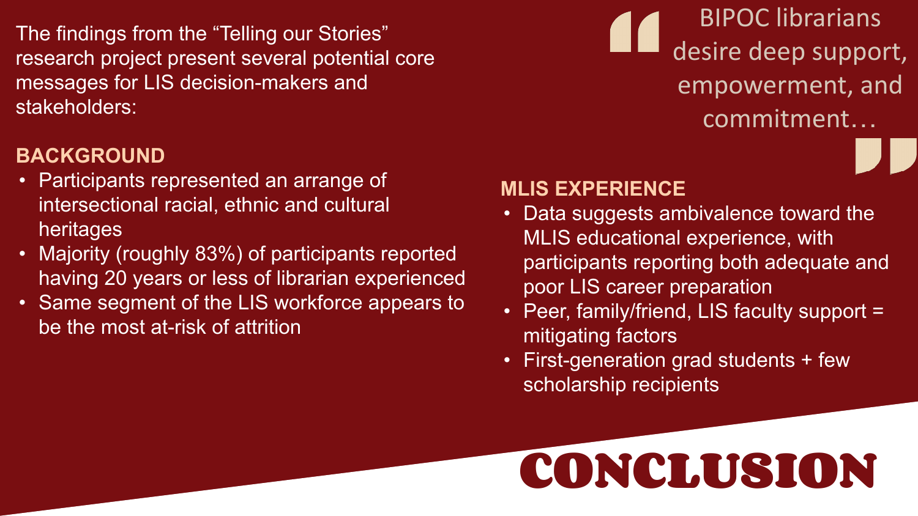# CONCLUSION

The findings from the "Telling our Stories" research project present several potential core messages for LIS decision-makers and stakeholders:

> BIPOC librarians desire deep support, empowerment, and commitment…

## BACKGROUND

- Participants represented an arrange of intersectional racial, ethnic and cultural heritages
- Majority (roughly 83%) of participants reported having 20 years or less of librarian experienced
- Same segment of the LIS workforce appears to be the most at-risk of attrition

## MLIS EXPERIENCE

- Data suggests ambivalence toward the MLIS educational experience, with participants reporting both adequate and poor LIS career preparation
- Peer, family/friend, LIS faculty support = mitigating factors
- First-generation grad students + few scholarship recipients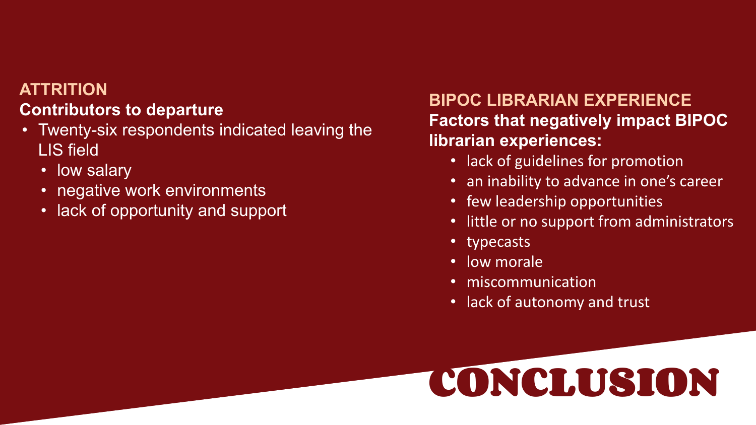# CONCLUSION

## ATTRITION

**Contributors to departure**

- Twenty-six respondents indicated leaving the LIS field
  - low salary
  - negative work environments
  - lack of opportunity and support

## BIPOC LIBRARIAN EXPERIENCE

**Factors that negatively impact BIPOC librarian experiences:**

- lack of guidelines for promotion
- an inability to advance in one's career
- few leadership opportunities
- little or no support from administrators
- typecasts
- low morale
- miscommunication
- lack of autonomy and trust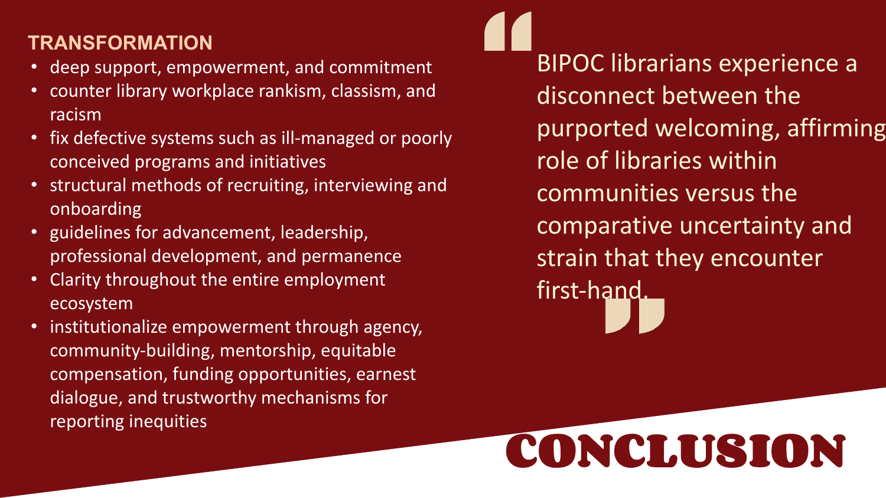# CONCLUSION

## TRANSFORMATION

- deep support, empowerment, and commitment
- counter library workplace rankism, classism, and racism
- fix defective systems such as ill-managed or poorly conceived programs and initiatives
- structural methods of recruiting, interviewing and onboarding
- guidelines for advancement, leadership, professional development, and permanence
- Clarity throughout the entire employment ecosystem
- institutionalize empowerment through agency, community-building, mentorship, equitable compensation, funding opportunities, earnest dialogue, and trustworthy mechanisms for reporting inequities

> "BIPOC librarians experience a disconnect between the purported welcoming, affirming role of libraries within communities versus the comparative uncertainty and strain that they encounter first-hand."